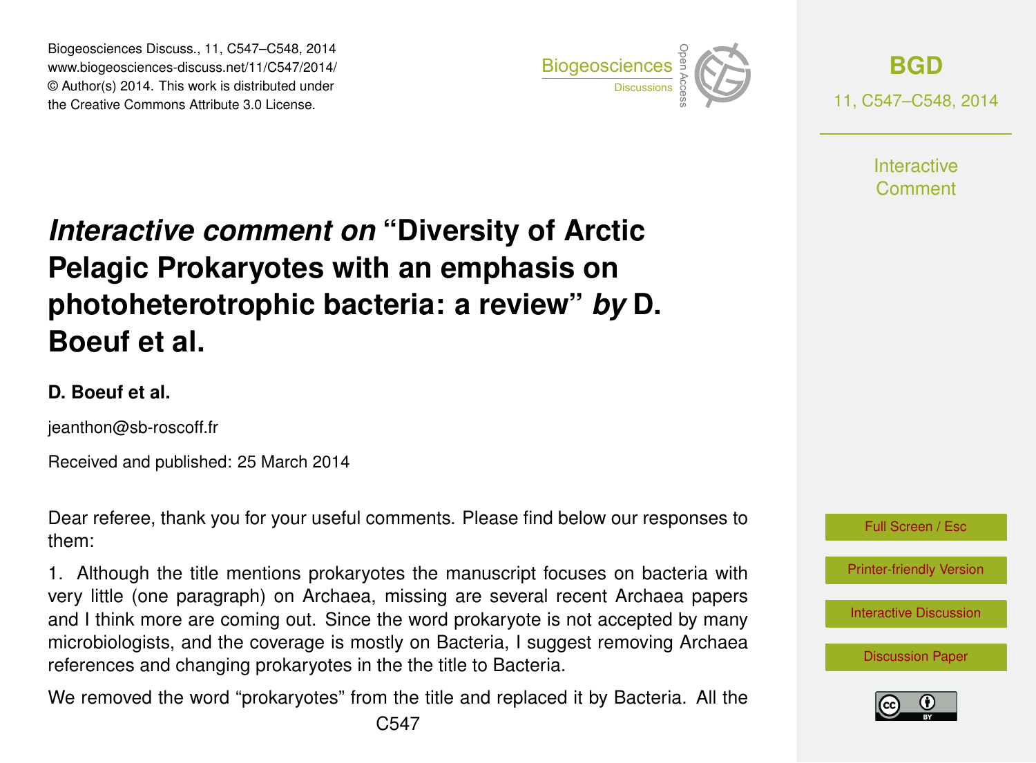# *Interactive comment on* "Diversity of Arctic Pelagic Prokaryotes with an emphasis on photoheterotrophic bacteria: a review" *by* D. Boeuf et al.

**D. Boeuf et al.**

jeanthon@sb-roscoff.fr

Received and published: 25 March 2014

Dear referee, thank you for your useful comments. Please find below our responses to them:

1. Although the title mentions prokaryotes the manuscript focuses on bacteria with very little (one paragraph) on Archaea, missing are several recent Archaea papers and I think more are coming out. Since the word prokaryote is not accepted by many microbiologists, and the coverage is mostly on Bacteria, I suggest removing Archaea references and changing prokaryotes in the the title to Bacteria.

We removed the word "prokaryotes" from the title and replaced it by Bacteria. All the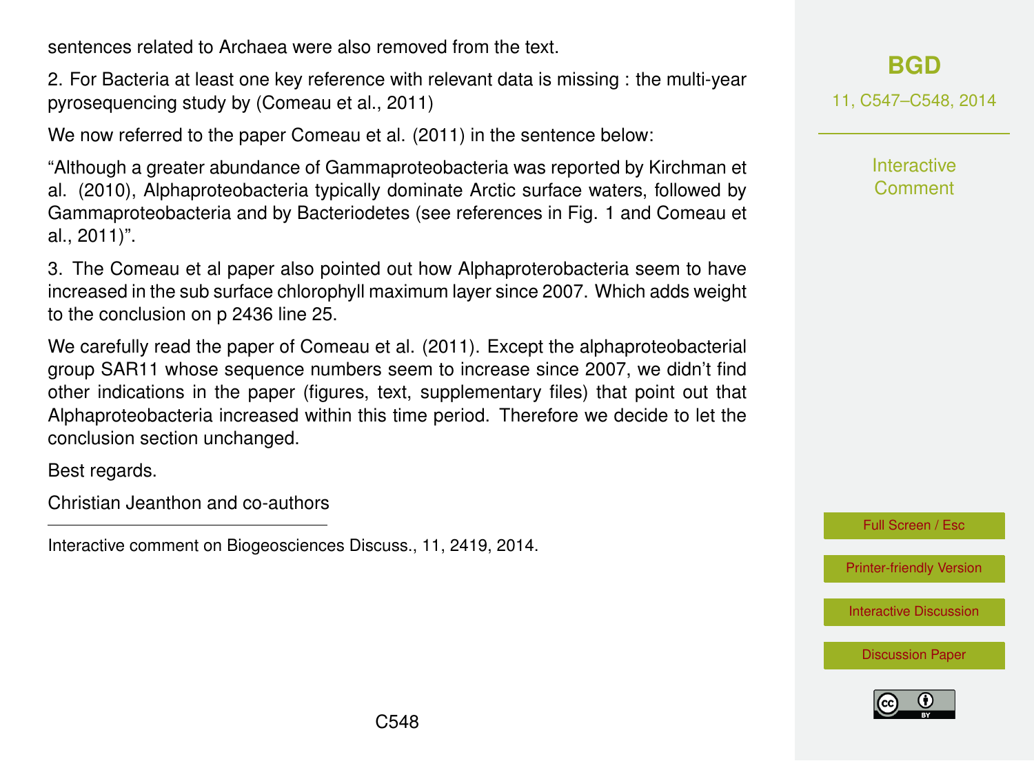sentences related to Archaea were also removed from the text.

2. For Bacteria at least one key reference with relevant data is missing : the multi-year pyrosequencing study by (Comeau et al., 2011)

We now referred to the paper Comeau et al. (2011) in the sentence below:

"Although a greater abundance of Gammaproteobacteria was reported by Kirchman et al. (2010), Alphaproteobacteria typically dominate Arctic surface waters, followed by Gammaproteobacteria and by Bacteriodetes (see references in Fig. 1 and Comeau et al., 2011)".

3. The Comeau et al paper also pointed out how Alphaproterobacteria seem to have increased in the sub surface chlorophyll maximum layer since 2007. Which adds weight to the conclusion on p 2436 line 25.

We carefully read the paper of Comeau et al. (2011). Except the alphaproteobacterial group SAR11 whose sequence numbers seem to increase since 2007, we didn't find other indications in the paper (figures, text, supplementary files) that point out that Alphaproteobacteria increased within this time period. Therefore we decide to let the conclusion section unchanged.

Best regards.

Christian Jeanthon and co-authors

---

Interactive comment on Biogeosciences Discuss., 11, 2419, 2014.